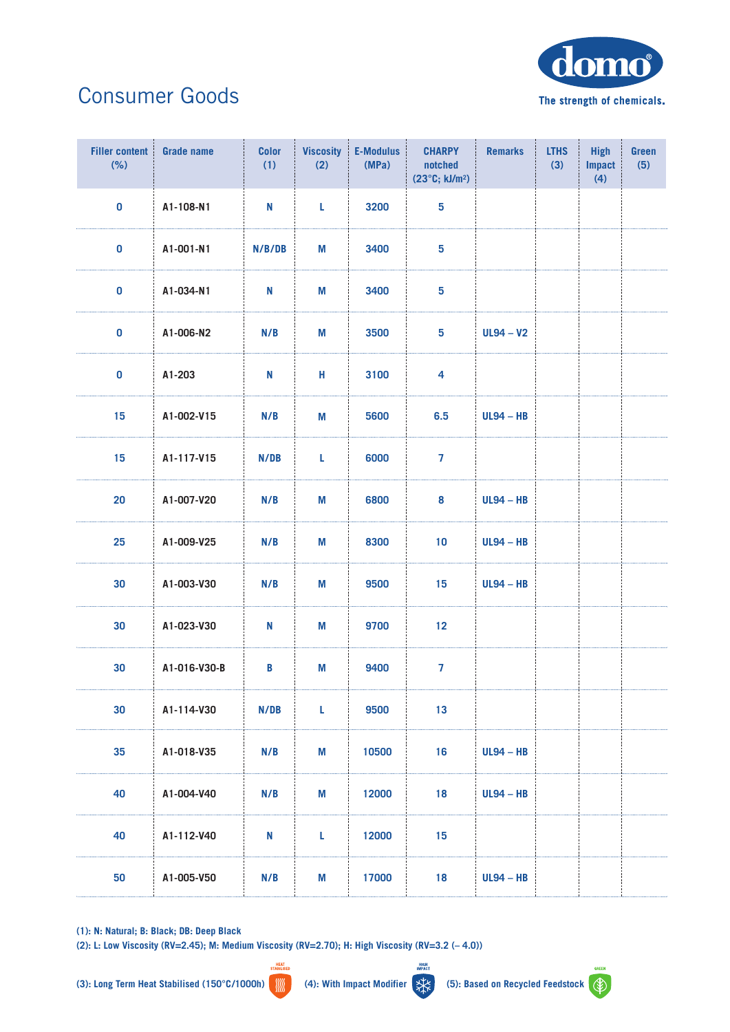# Consumer Goods

domo®

The strength of chemicals.

| Filler content (%) | Grade name | Color (1) | Viscosity (2) | E-Modulus (MPa) | CHARPY notched (23°C; kJ/m²) | Remarks | LTHS (3) | High Impact (4) | Green (5) |
|---|---|---|---|---|---|---|---|---|---|
| 0 | A1-108-N1 | N | L | 3200 | 5 | | | | |
| 0 | A1-001-N1 | N/B/DB | M | 3400 | 5 | | | | |
| 0 | A1-034-N1 | N | M | 3400 | 5 | | | | |
| 0 | A1-006-N2 | N/B | M | 3500 | 5 | UL94 – V2 | | | |
| 0 | A1-203 | N | H | 3100 | 4 | | | | |
| 15 | A1-002-V15 | N/B | M | 5600 | 6.5 | UL94 – HB | | | |
| 15 | A1-117-V15 | N/DB | L | 6000 | 7 | | | | |
| 20 | A1-007-V20 | N/B | M | 6800 | 8 | UL94 – HB | | | |
| 25 | A1-009-V25 | N/B | M | 8300 | 10 | UL94 – HB | | | |
| 30 | A1-003-V30 | N/B | M | 9500 | 15 | UL94 – HB | | | |
| 30 | A1-023-V30 | N | M | 9700 | 12 | | | | |
| 30 | A1-016-V30-B | B | M | 9400 | 7 | | | | |
| 30 | A1-114-V30 | N/DB | L | 9500 | 13 | | | | |
| 35 | A1-018-V35 | N/B | M | 10500 | 16 | UL94 – HB | | | |
| 40 | A1-004-V40 | N/B | M | 12000 | 18 | UL94 – HB | | | |
| 40 | A1-112-V40 | N | L | 12000 | 15 | | | | |
| 50 | A1-005-V50 | N/B | M | 17000 | 18 | UL94 – HB | | | |

(1): N: Natural; B: Black; DB: Deep Black

(2): L: Low Viscosity (RV=2.45); M: Medium Viscosity (RV=2.70); H: High Viscosity (RV=3.2 (– 4.0))

(3): Long Term Heat Stabilised (150°C/1000h) HEAT STABILISED (4): With Impact Modifier HIGH IMPACT (5): Based on Recycled Feedstock GREEN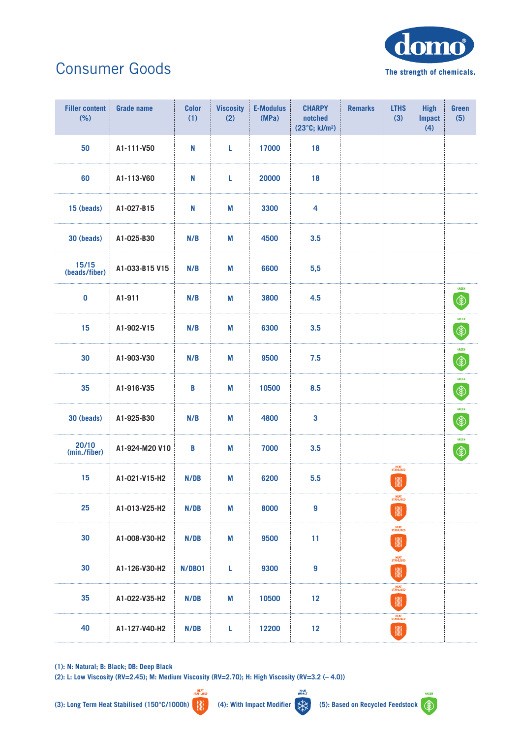# Consumer Goods

domo® The strength of chemicals.

| Filler content (%) | Grade name | Color (1) | Viscosity (2) | E-Modulus (MPa) | CHARPY notched (23°C; kJ/m²) | Remarks | LTHS (3) | High Impact (4) | Green (5) |
|---|---|---|---|---|---|---|---|---|---|
| 50 | A1-111-V50 | N | L | 17000 | 18 | | | | |
| 60 | A1-113-V60 | N | L | 20000 | 18 | | | | |
| 15 (beads) | A1-027-B15 | N | M | 3300 | 4 | | | | |
| 30 (beads) | A1-025-B30 | N/B | M | 4500 | 3.5 | | | | |
| 15/15 (beads/fiber) | A1-033-B15 V15 | N/B | M | 6600 | 5,5 | | | | |
| 0 | A1-911 | N/B | M | 3800 | 4.5 | | | | GREEN |
| 15 | A1-902-V15 | N/B | M | 6300 | 3.5 | | | | GREEN |
| 30 | A1-903-V30 | N/B | M | 9500 | 7.5 | | | | GREEN |
| 35 | A1-916-V35 | B | M | 10500 | 8.5 | | | | GREEN |
| 30 (beads) | A1-925-B30 | N/B | M | 4800 | 3 | | | | GREEN |
| 20/10 (min./fiber) | A1-924-M20 V10 | B | M | 7000 | 3.5 | | | | GREEN |
| 15 | A1-021-V15-H2 | N/DB | M | 6200 | 5.5 | | HEAT STABILISED | | |
| 25 | A1-013-V25-H2 | N/DB | M | 8000 | 9 | | HEAT STABILISED | | |
| 30 | A1-008-V30-H2 | N/DB | M | 9500 | 11 | | HEAT STABILISED | | |
| 30 | A1-126-V30-H2 | N/DB01 | L | 9300 | 9 | | HEAT STABILISED | | |
| 35 | A1-022-V35-H2 | N/DB | M | 10500 | 12 | | HEAT STABILISED | | |
| 40 | A1-127-V40-H2 | N/DB | L | 12200 | 12 | | HEAT STABILISED | | |

(1): N: Natural; B: Black; DB: Deep Black

(2): L: Low Viscosity (RV=2.45); M: Medium Viscosity (RV=2.70); H: High Viscosity (RV=3.2 (– 4.0))

(3): Long Term Heat Stabilised (150°C/1000h) HEAT STABILISED (4): With Impact Modifier HIGH IMPACT (5): Based on Recycled Feedstock GREEN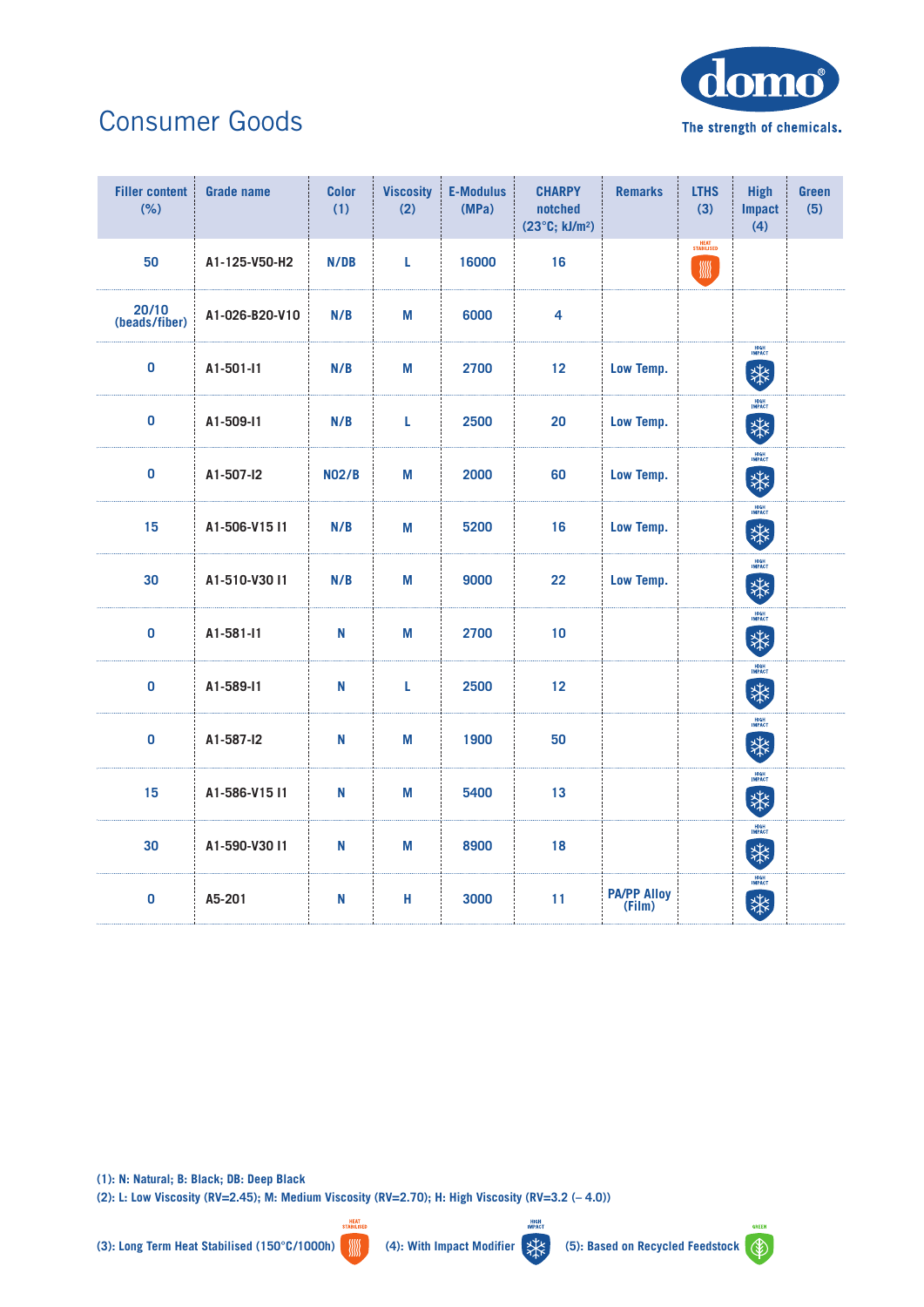# Consumer Goods

The strength of chemicals.

| Filler content (%) | Grade name | Color (1) | Viscosity (2) | E-Modulus (MPa) | CHARPY notched (23°C; kJ/m²) | Remarks | LTHS (3) | High Impact (4) | Green (5) |
|---|---|---|---|---|---|---|---|---|---|
| 50 | A1-125-V50-H2 | N/DB | L | 16000 | 16 | | HEAT STABILISED | | |
| 20/10 (beads/fiber) | A1-026-B20-V10 | N/B | M | 6000 | 4 | | | | |
| 0 | A1-501-I1 | N/B | M | 2700 | 12 | Low Temp. | | HIGH IMPACT | |
| 0 | A1-509-I1 | N/B | L | 2500 | 20 | Low Temp. | | HIGH IMPACT | |
| 0 | A1-507-I2 | N02/B | M | 2000 | 60 | Low Temp. | | HIGH IMPACT | |
| 15 | A1-506-V15 I1 | N/B | M | 5200 | 16 | Low Temp. | | HIGH IMPACT | |
| 30 | A1-510-V30 I1 | N/B | M | 9000 | 22 | Low Temp. | | HIGH IMPACT | |
| 0 | A1-581-I1 | N | M | 2700 | 10 | | | HIGH IMPACT | |
| 0 | A1-589-I1 | N | L | 2500 | 12 | | | HIGH IMPACT | |
| 0 | A1-587-I2 | N | M | 1900 | 50 | | | HIGH IMPACT | |
| 15 | A1-586-V15 I1 | N | M | 5400 | 13 | | | HIGH IMPACT | |
| 30 | A1-590-V30 I1 | N | M | 8900 | 18 | | | HIGH IMPACT | |
| 0 | A5-201 | N | H | 3000 | 11 | PA/PP Alloy (Film) | | HIGH IMPACT | |

**(1): N: Natural; B: Black; DB: Deep Black**

**(2): L: Low Viscosity (RV=2.45); M: Medium Viscosity (RV=2.70); H: High Viscosity (RV=3.2 (– 4.0))**

**(3): Long Term Heat Stabilised (150°C/1000h)** HEAT STABILISED **(4): With Impact Modifier** HIGH IMPACT **(5): Based on Recycled Feedstock** GREEN